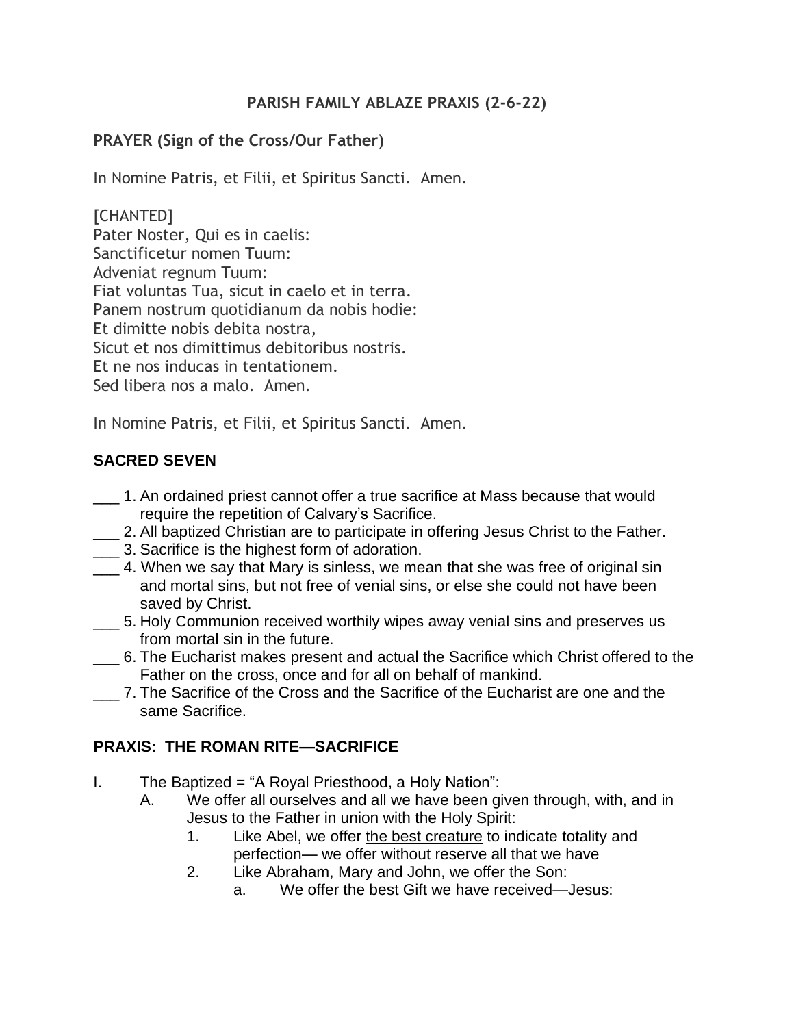# PARISH FAMILY ABLAZE PRAXIS (2-6-22)

## PRAYER (Sign of the Cross/Our Father)

In Nomine Patris, et Filii, et Spiritus Sancti. Amen.

[CHANTED]
Pater Noster, Qui es in caelis:
Sanctificetur nomen Tuum:
Adveniat regnum Tuum:
Fiat voluntas Tua, sicut in caelo et in terra.
Panem nostrum quotidianum da nobis hodie:
Et dimitte nobis debita nostra,
Sicut et nos dimittimus debitoribus nostris.
Et ne nos inducas in tentationem.
Sed libera nos a malo. Amen.

In Nomine Patris, et Filii, et Spiritus Sancti. Amen.

## SACRED SEVEN

___ 1. An ordained priest cannot offer a true sacrifice at Mass because that would require the repetition of Calvary's Sacrifice.
___ 2. All baptized Christian are to participate in offering Jesus Christ to the Father.
___ 3. Sacrifice is the highest form of adoration.
___ 4. When we say that Mary is sinless, we mean that she was free of original sin and mortal sins, but not free of venial sins, or else she could not have been saved by Christ.
___ 5. Holy Communion received worthily wipes away venial sins and preserves us from mortal sin in the future.
___ 6. The Eucharist makes present and actual the Sacrifice which Christ offered to the Father on the cross, once and for all on behalf of mankind.
___ 7. The Sacrifice of the Cross and the Sacrifice of the Eucharist are one and the same Sacrifice.

## PRAXIS: THE ROMAN RITE—SACRIFICE

I. The Baptized = "A Royal Priesthood, a Holy Nation":
   A. We offer all ourselves and all we have been given through, with, and in Jesus to the Father in union with the Holy Spirit:
      1. Like Abel, we offer <u>the best creature</u> to indicate totality and perfection— we offer without reserve all that we have
      2. Like Abraham, Mary and John, we offer the Son:
         a. We offer the best Gift we have received—Jesus: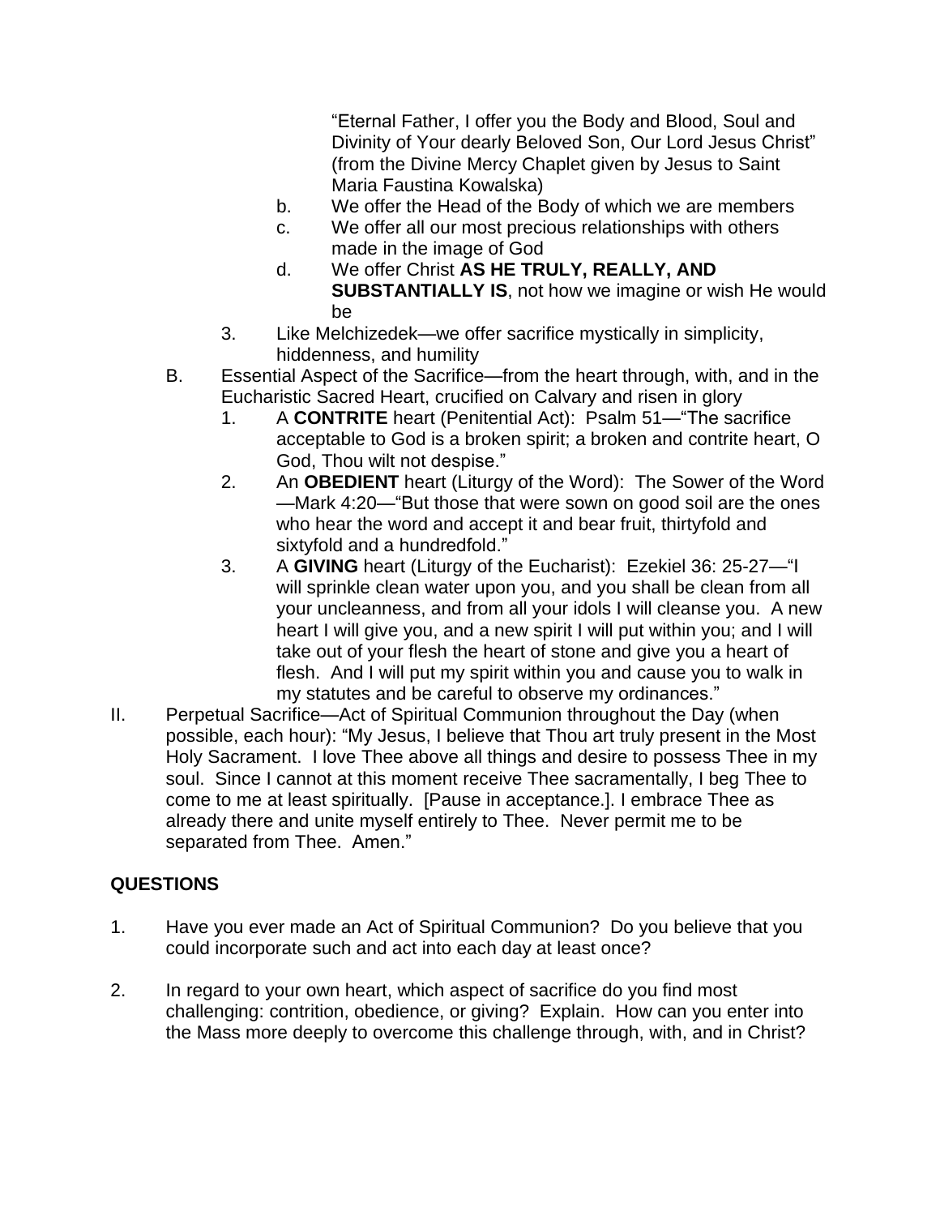"Eternal Father, I offer you the Body and Blood, Soul and Divinity of Your dearly Beloved Son, Our Lord Jesus Christ" (from the Divine Mercy Chaplet given by Jesus to Saint Maria Faustina Kowalska)

    b. We offer the Head of the Body of which we are members
    c. We offer all our most precious relationships with others made in the image of God
    d. We offer Christ **AS HE TRULY, REALLY, AND SUBSTANTIALLY IS**, not how we imagine or wish He would be

  3. Like Melchizedek—we offer sacrifice mystically in simplicity, hiddenness, and humility

B. Essential Aspect of the Sacrifice—from the heart through, with, and in the Eucharistic Sacred Heart, crucified on Calvary and risen in glory

  1. A **CONTRITE** heart (Penitential Act): Psalm 51—"The sacrifice acceptable to God is a broken spirit; a broken and contrite heart, O God, Thou wilt not despise."
  2. An **OBEDIENT** heart (Liturgy of the Word): The Sower of the Word—Mark 4:20—"But those that were sown on good soil are the ones who hear the word and accept it and bear fruit, thirtyfold and sixtyfold and a hundredfold."
  3. A **GIVING** heart (Liturgy of the Eucharist): Ezekiel 36: 25-27—"I will sprinkle clean water upon you, and you shall be clean from all your uncleanness, and from all your idols I will cleanse you. A new heart I will give you, and a new spirit I will put within you; and I will take out of your flesh the heart of stone and give you a heart of flesh. And I will put my spirit within you and cause you to walk in my statutes and be careful to observe my ordinances."

II. Perpetual Sacrifice—Act of Spiritual Communion throughout the Day (when possible, each hour): "My Jesus, I believe that Thou art truly present in the Most Holy Sacrament. I love Thee above all things and desire to possess Thee in my soul. Since I cannot at this moment receive Thee sacramentally, I beg Thee to come to me at least spiritually. [Pause in acceptance.]. I embrace Thee as already there and unite myself entirely to Thee. Never permit me to be separated from Thee. Amen."

## QUESTIONS

1. Have you ever made an Act of Spiritual Communion? Do you believe that you could incorporate such and act into each day at least once?

2. In regard to your own heart, which aspect of sacrifice do you find most challenging: contrition, obedience, or giving? Explain. How can you enter into the Mass more deeply to overcome this challenge through, with, and in Christ?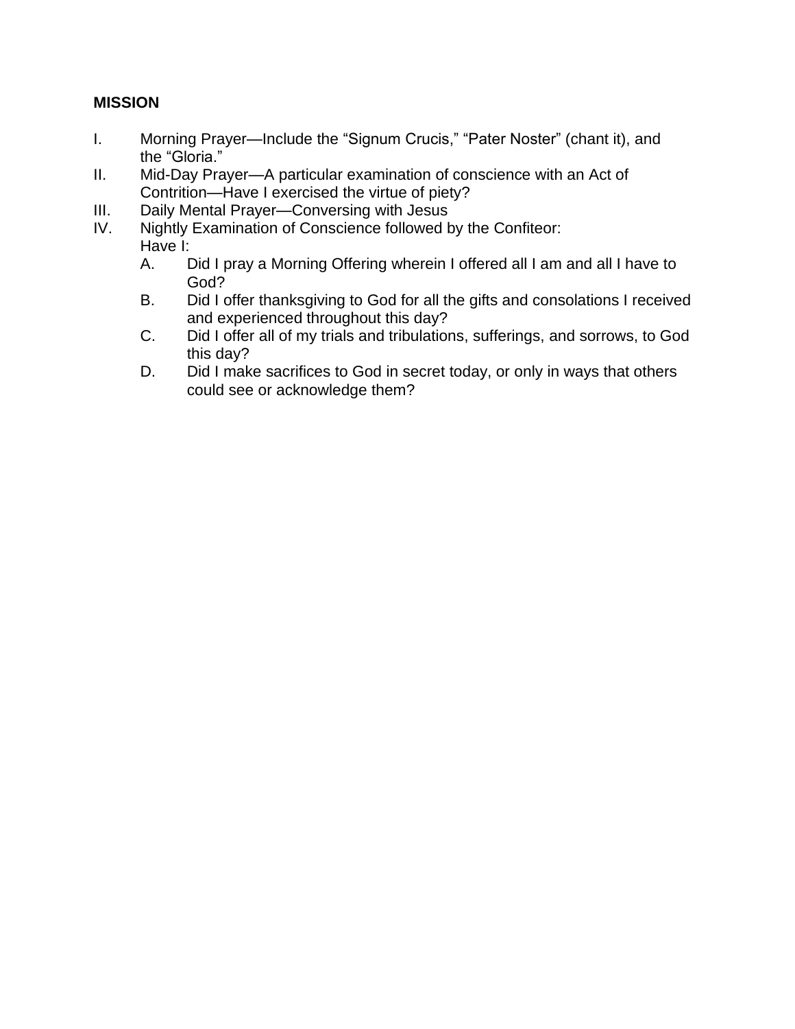**MISSION**

I. Morning Prayer—Include the "Signum Crucis," "Pater Noster" (chant it), and the "Gloria."

II. Mid-Day Prayer—A particular examination of conscience with an Act of Contrition—Have I exercised the virtue of piety?

III. Daily Mental Prayer—Conversing with Jesus

IV. Nightly Examination of Conscience followed by the Confiteor:
Have I:

   A. Did I pray a Morning Offering wherein I offered all I am and all I have to God?

   B. Did I offer thanksgiving to God for all the gifts and consolations I received and experienced throughout this day?

   C. Did I offer all of my trials and tribulations, sufferings, and sorrows, to God this day?

   D. Did I make sacrifices to God in secret today, or only in ways that others could see or acknowledge them?